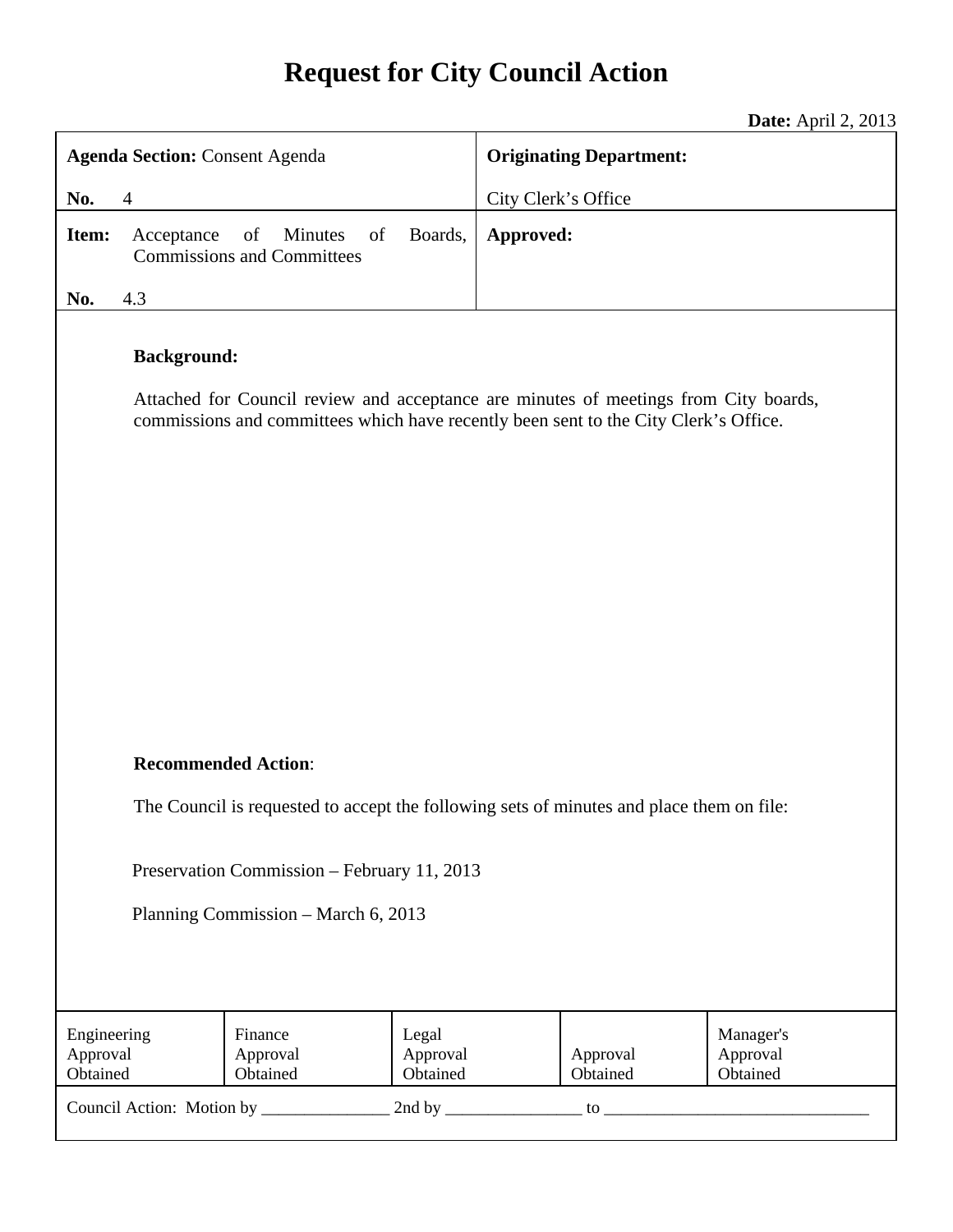# Request for City Council Action

**Date:** April 2, 2013

| **Agenda Section:** Consent Agenda<br><br>**No.** 4 | **Originating Department:**<br><br>City Clerk's Office |
|---|---|
| **Item:** Acceptance of Minutes of Boards, Commissions and Committees<br><br>**No.** 4.3 | **Approved:** |

**Background:**

Attached for Council review and acceptance are minutes of meetings from City boards, commissions and committees which have recently been sent to the City Clerk's Office.

**Recommended Action**:

The Council is requested to accept the following sets of minutes and place them on file:

Preservation Commission – February 11, 2013

Planning Commission – March 6, 2013

| Engineering Approval Obtained | Finance Approval Obtained | Legal Approval Obtained | Approval Obtained | Manager's Approval Obtained |
|---|---|---|---|---|

Council Action: Motion by _______________ 2nd by ________________ to _______________________________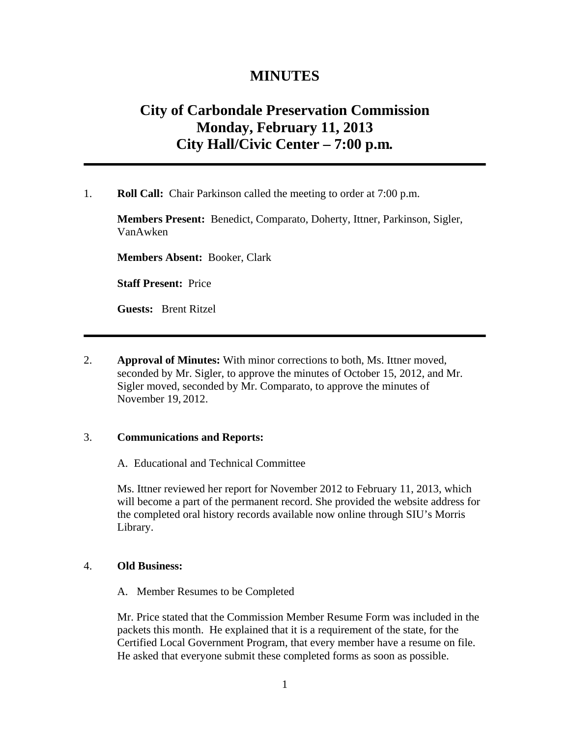# MINUTES

## City of Carbondale Preservation Commission
## Monday, February 11, 2013
## City Hall/Civic Center – 7:00 p.m.

---

1. **Roll Call:** Chair Parkinson called the meeting to order at 7:00 p.m.

   **Members Present:** Benedict, Comparato, Doherty, Ittner, Parkinson, Sigler, VanAwken

   **Members Absent:** Booker, Clark

   **Staff Present:** Price

   **Guests:** Brent Ritzel

---

2. **Approval of Minutes:** With minor corrections to both, Ms. Ittner moved, seconded by Mr. Sigler, to approve the minutes of October 15, 2012, and Mr. Sigler moved, seconded by Mr. Comparato, to approve the minutes of November 19, 2012.

3. **Communications and Reports:**

   A. Educational and Technical Committee

   Ms. Ittner reviewed her report for November 2012 to February 11, 2013, which will become a part of the permanent record. She provided the website address for the completed oral history records available now online through SIU's Morris Library.

4. **Old Business:**

   A. Member Resumes to be Completed

   Mr. Price stated that the Commission Member Resume Form was included in the packets this month. He explained that it is a requirement of the state, for the Certified Local Government Program, that every member have a resume on file. He asked that everyone submit these completed forms as soon as possible.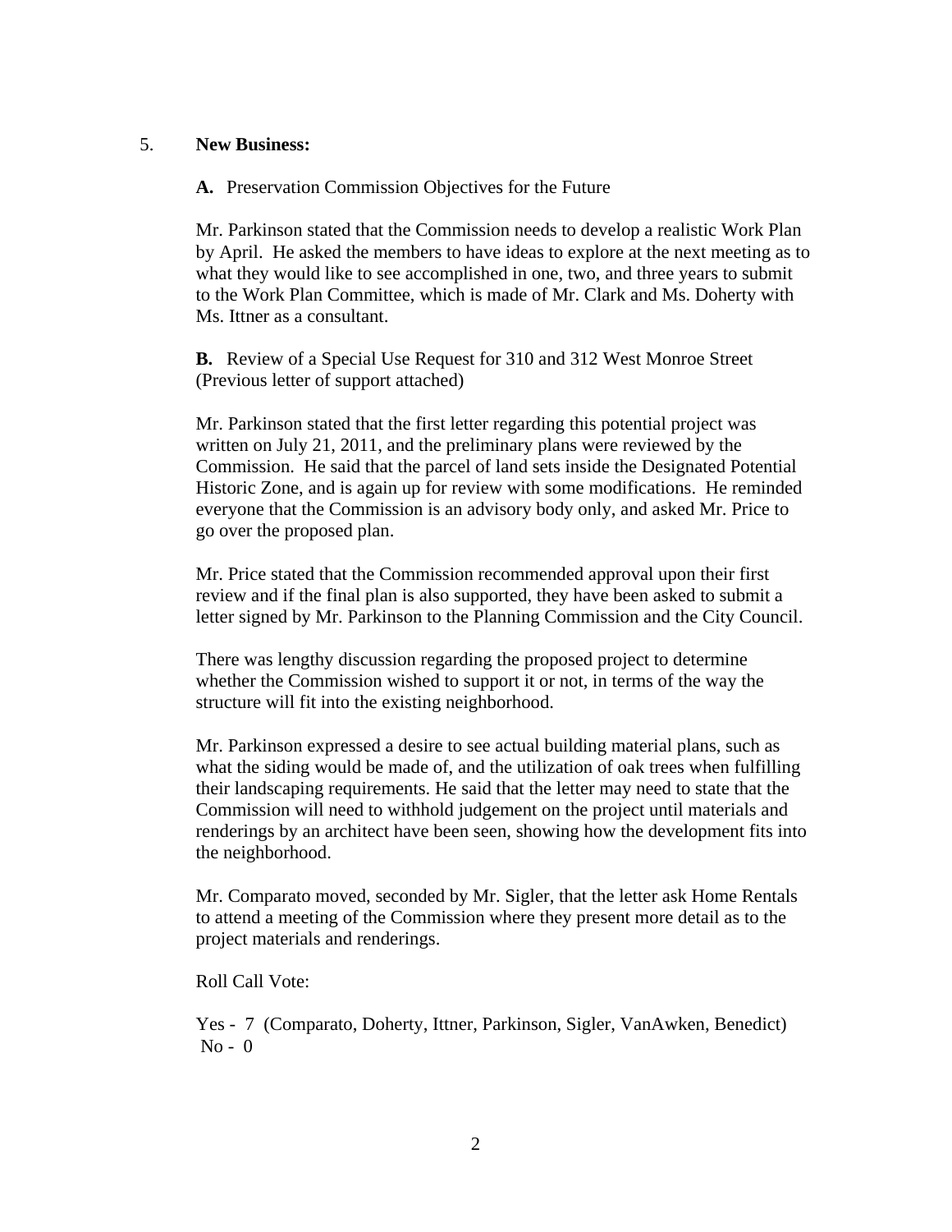5. **New Business:**

**A.** Preservation Commission Objectives for the Future

Mr. Parkinson stated that the Commission needs to develop a realistic Work Plan by April. He asked the members to have ideas to explore at the next meeting as to what they would like to see accomplished in one, two, and three years to submit to the Work Plan Committee, which is made of Mr. Clark and Ms. Doherty with Ms. Ittner as a consultant.

**B.** Review of a Special Use Request for 310 and 312 West Monroe Street (Previous letter of support attached)

Mr. Parkinson stated that the first letter regarding this potential project was written on July 21, 2011, and the preliminary plans were reviewed by the Commission. He said that the parcel of land sets inside the Designated Potential Historic Zone, and is again up for review with some modifications. He reminded everyone that the Commission is an advisory body only, and asked Mr. Price to go over the proposed plan.

Mr. Price stated that the Commission recommended approval upon their first review and if the final plan is also supported, they have been asked to submit a letter signed by Mr. Parkinson to the Planning Commission and the City Council.

There was lengthy discussion regarding the proposed project to determine whether the Commission wished to support it or not, in terms of the way the structure will fit into the existing neighborhood.

Mr. Parkinson expressed a desire to see actual building material plans, such as what the siding would be made of, and the utilization of oak trees when fulfilling their landscaping requirements. He said that the letter may need to state that the Commission will need to withhold judgement on the project until materials and renderings by an architect have been seen, showing how the development fits into the neighborhood.

Mr. Comparato moved, seconded by Mr. Sigler, that the letter ask Home Rentals to attend a meeting of the Commission where they present more detail as to the project materials and renderings.

Roll Call Vote:

Yes - 7 (Comparato, Doherty, Ittner, Parkinson, Sigler, VanAwken, Benedict)
No - 0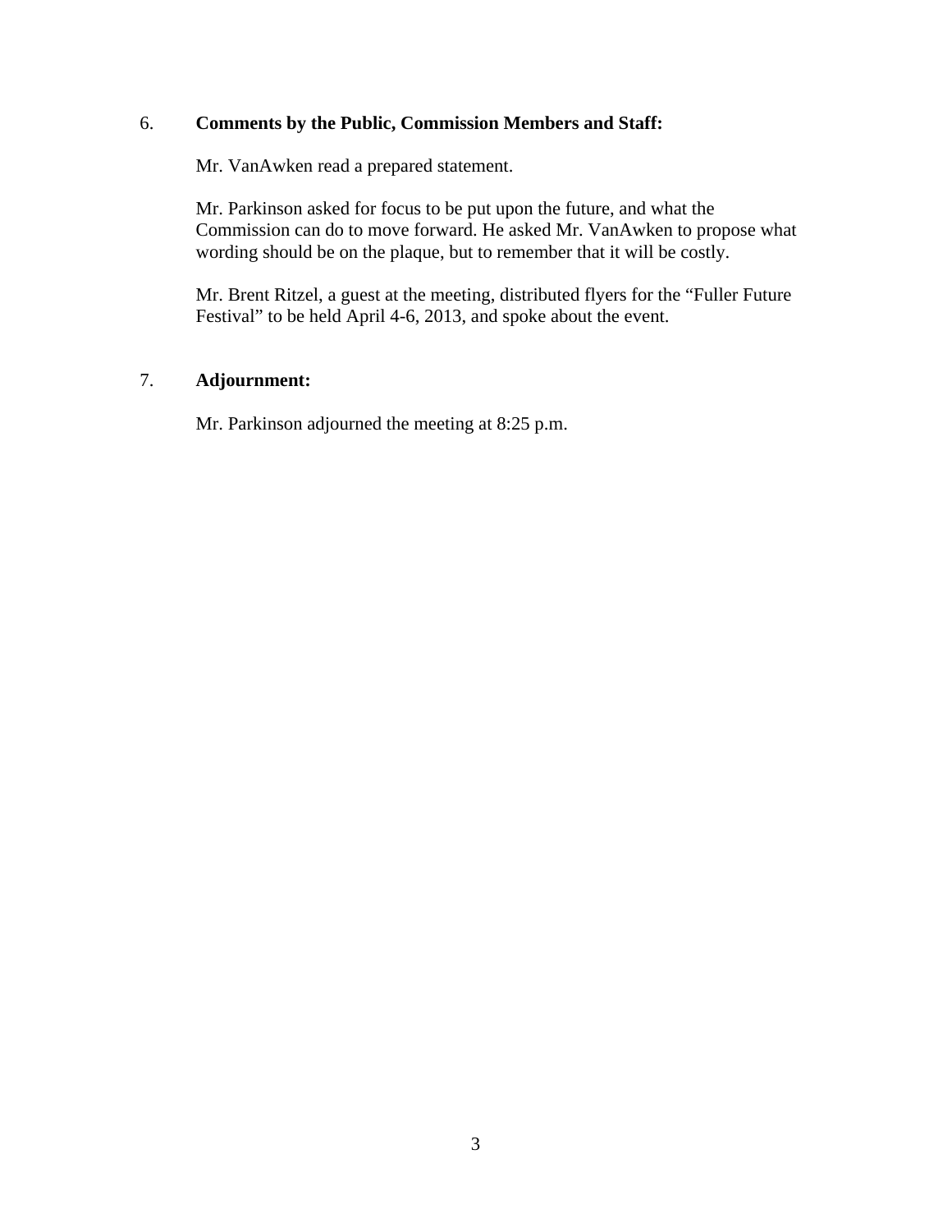6. **Comments by the Public, Commission Members and Staff:**

Mr. VanAwken read a prepared statement.

Mr. Parkinson asked for focus to be put upon the future, and what the Commission can do to move forward. He asked Mr. VanAwken to propose what wording should be on the plaque, but to remember that it will be costly.

Mr. Brent Ritzel, a guest at the meeting, distributed flyers for the "Fuller Future Festival" to be held April 4-6, 2013, and spoke about the event.

7. **Adjournment:**

Mr. Parkinson adjourned the meeting at 8:25 p.m.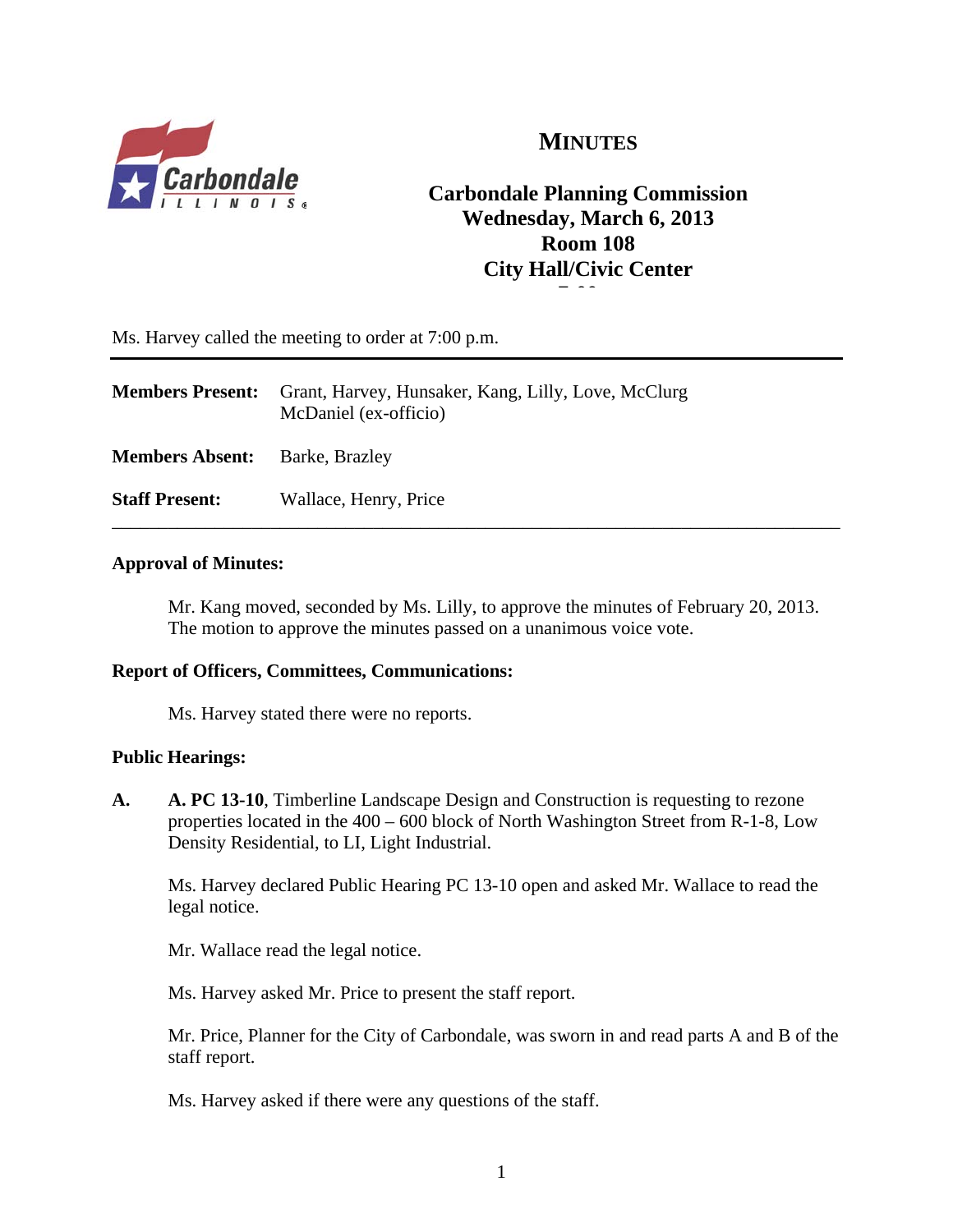# MINUTES

## Carbondale Planning Commission
## Wednesday, March 6, 2013
## Room 108
## City Hall/Civic Center

Ms. Harvey called the meeting to order at 7:00 p.m.

---

**Members Present:** Grant, Harvey, Hunsaker, Kang, Lilly, Love, McClurg
McDaniel (ex-officio)

**Members Absent:** Barke, Brazley

**Staff Present:** Wallace, Henry, Price

---

**Approval of Minutes:**

Mr. Kang moved, seconded by Ms. Lilly, to approve the minutes of February 20, 2013. The motion to approve the minutes passed on a unanimous voice vote.

**Report of Officers, Committees, Communications:**

Ms. Harvey stated there were no reports.

**Public Hearings:**

**A.** **A. PC 13-10**, Timberline Landscape Design and Construction is requesting to rezone properties located in the 400 – 600 block of North Washington Street from R-1-8, Low Density Residential, to LI, Light Industrial.

Ms. Harvey declared Public Hearing PC 13-10 open and asked Mr. Wallace to read the legal notice.

Mr. Wallace read the legal notice.

Ms. Harvey asked Mr. Price to present the staff report.

Mr. Price, Planner for the City of Carbondale, was sworn in and read parts A and B of the staff report.

Ms. Harvey asked if there were any questions of the staff.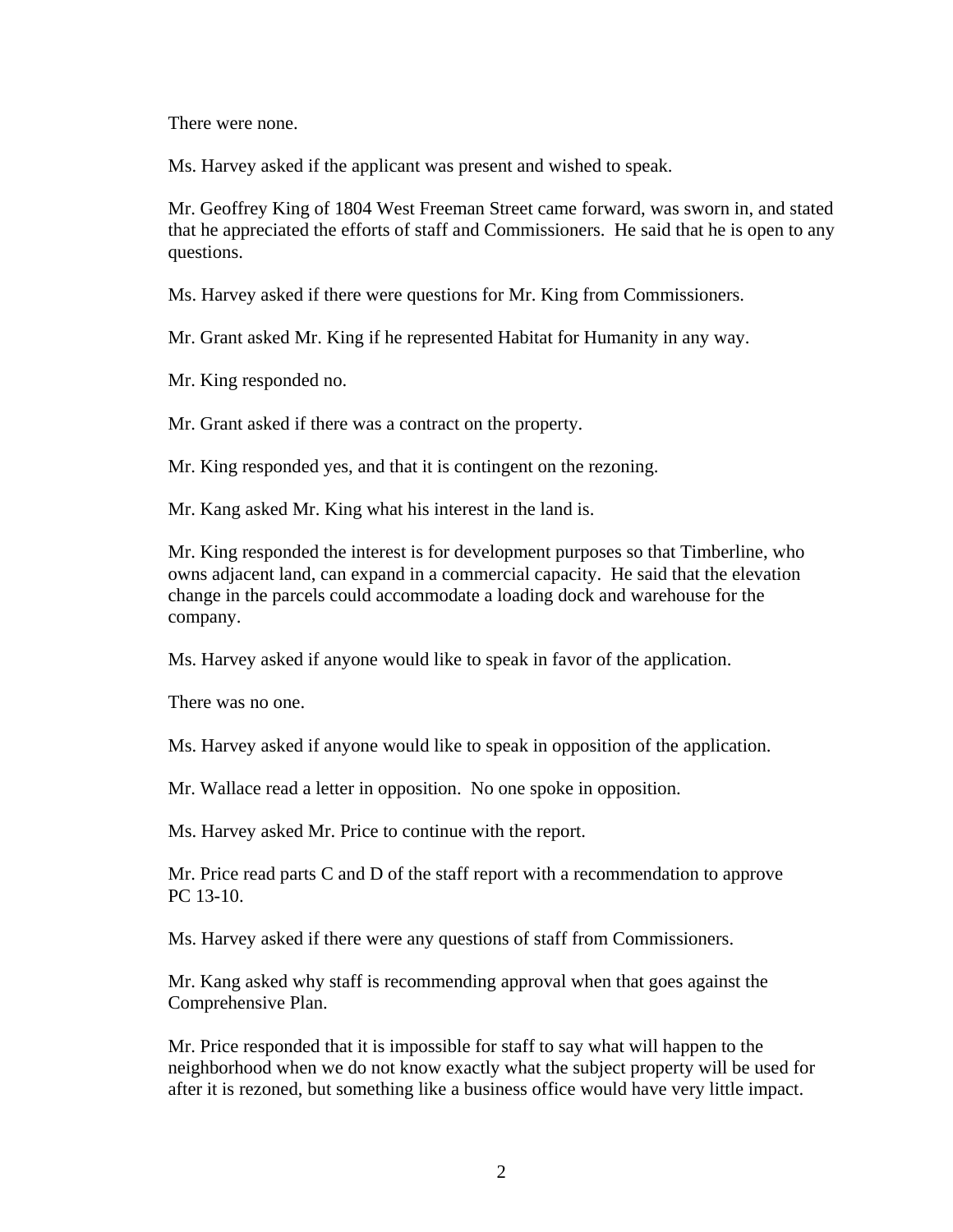There were none.

Ms. Harvey asked if the applicant was present and wished to speak.

Mr. Geoffrey King of 1804 West Freeman Street came forward, was sworn in, and stated that he appreciated the efforts of staff and Commissioners. He said that he is open to any questions.

Ms. Harvey asked if there were questions for Mr. King from Commissioners.

Mr. Grant asked Mr. King if he represented Habitat for Humanity in any way.

Mr. King responded no.

Mr. Grant asked if there was a contract on the property.

Mr. King responded yes, and that it is contingent on the rezoning.

Mr. Kang asked Mr. King what his interest in the land is.

Mr. King responded the interest is for development purposes so that Timberline, who owns adjacent land, can expand in a commercial capacity. He said that the elevation change in the parcels could accommodate a loading dock and warehouse for the company.

Ms. Harvey asked if anyone would like to speak in favor of the application.

There was no one.

Ms. Harvey asked if anyone would like to speak in opposition of the application.

Mr. Wallace read a letter in opposition. No one spoke in opposition.

Ms. Harvey asked Mr. Price to continue with the report.

Mr. Price read parts C and D of the staff report with a recommendation to approve PC 13-10.

Ms. Harvey asked if there were any questions of staff from Commissioners.

Mr. Kang asked why staff is recommending approval when that goes against the Comprehensive Plan.

Mr. Price responded that it is impossible for staff to say what will happen to the neighborhood when we do not know exactly what the subject property will be used for after it is rezoned, but something like a business office would have very little impact.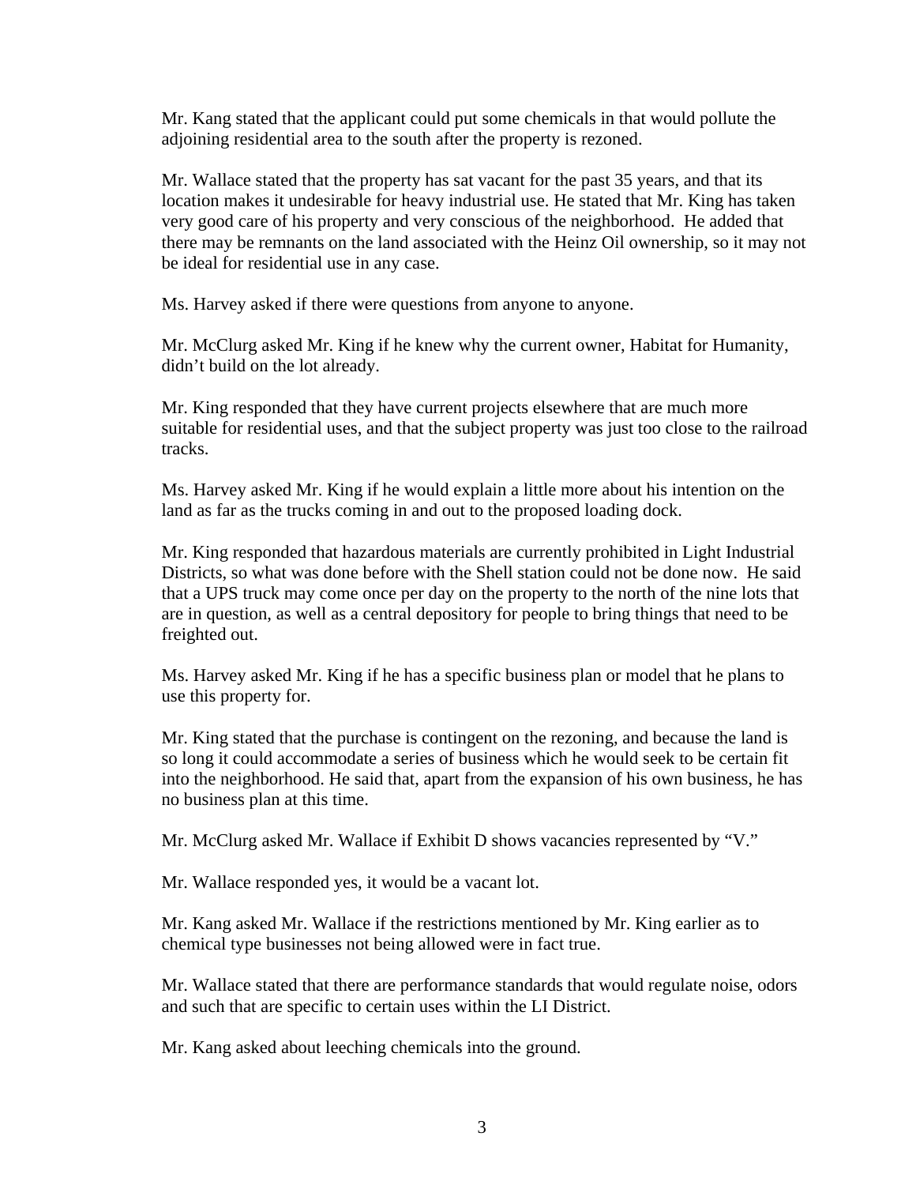Mr. Kang stated that the applicant could put some chemicals in that would pollute the adjoining residential area to the south after the property is rezoned.

Mr. Wallace stated that the property has sat vacant for the past 35 years, and that its location makes it undesirable for heavy industrial use. He stated that Mr. King has taken very good care of his property and very conscious of the neighborhood. He added that there may be remnants on the land associated with the Heinz Oil ownership, so it may not be ideal for residential use in any case.

Ms. Harvey asked if there were questions from anyone to anyone.

Mr. McClurg asked Mr. King if he knew why the current owner, Habitat for Humanity, didn't build on the lot already.

Mr. King responded that they have current projects elsewhere that are much more suitable for residential uses, and that the subject property was just too close to the railroad tracks.

Ms. Harvey asked Mr. King if he would explain a little more about his intention on the land as far as the trucks coming in and out to the proposed loading dock.

Mr. King responded that hazardous materials are currently prohibited in Light Industrial Districts, so what was done before with the Shell station could not be done now. He said that a UPS truck may come once per day on the property to the north of the nine lots that are in question, as well as a central depository for people to bring things that need to be freighted out.

Ms. Harvey asked Mr. King if he has a specific business plan or model that he plans to use this property for.

Mr. King stated that the purchase is contingent on the rezoning, and because the land is so long it could accommodate a series of business which he would seek to be certain fit into the neighborhood. He said that, apart from the expansion of his own business, he has no business plan at this time.

Mr. McClurg asked Mr. Wallace if Exhibit D shows vacancies represented by "V."

Mr. Wallace responded yes, it would be a vacant lot.

Mr. Kang asked Mr. Wallace if the restrictions mentioned by Mr. King earlier as to chemical type businesses not being allowed were in fact true.

Mr. Wallace stated that there are performance standards that would regulate noise, odors and such that are specific to certain uses within the LI District.

Mr. Kang asked about leeching chemicals into the ground.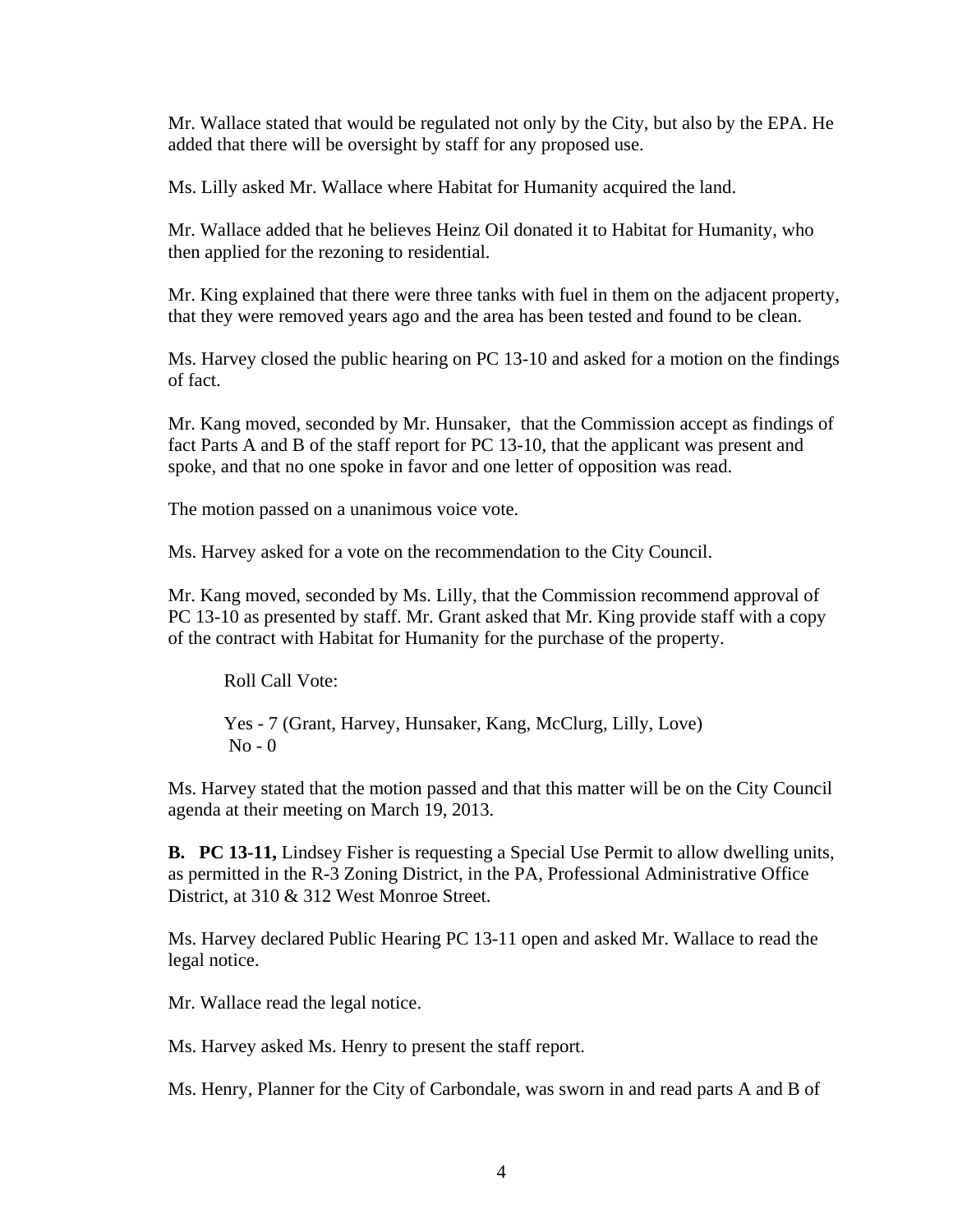Mr. Wallace stated that would be regulated not only by the City, but also by the EPA. He added that there will be oversight by staff for any proposed use.

Ms. Lilly asked Mr. Wallace where Habitat for Humanity acquired the land.

Mr. Wallace added that he believes Heinz Oil donated it to Habitat for Humanity, who then applied for the rezoning to residential.

Mr. King explained that there were three tanks with fuel in them on the adjacent property, that they were removed years ago and the area has been tested and found to be clean.

Ms. Harvey closed the public hearing on PC 13-10 and asked for a motion on the findings of fact.

Mr. Kang moved, seconded by Mr. Hunsaker, that the Commission accept as findings of fact Parts A and B of the staff report for PC 13-10, that the applicant was present and spoke, and that no one spoke in favor and one letter of opposition was read.

The motion passed on a unanimous voice vote.

Ms. Harvey asked for a vote on the recommendation to the City Council.

Mr. Kang moved, seconded by Ms. Lilly, that the Commission recommend approval of PC 13-10 as presented by staff. Mr. Grant asked that Mr. King provide staff with a copy of the contract with Habitat for Humanity for the purchase of the property.

Roll Call Vote:

Yes - 7 (Grant, Harvey, Hunsaker, Kang, McClurg, Lilly, Love)
No - 0

Ms. Harvey stated that the motion passed and that this matter will be on the City Council agenda at their meeting on March 19, 2013.

**B. PC 13-11,** Lindsey Fisher is requesting a Special Use Permit to allow dwelling units, as permitted in the R-3 Zoning District, in the PA, Professional Administrative Office District, at 310 & 312 West Monroe Street.

Ms. Harvey declared Public Hearing PC 13-11 open and asked Mr. Wallace to read the legal notice.

Mr. Wallace read the legal notice.

Ms. Harvey asked Ms. Henry to present the staff report.

Ms. Henry, Planner for the City of Carbondale, was sworn in and read parts A and B of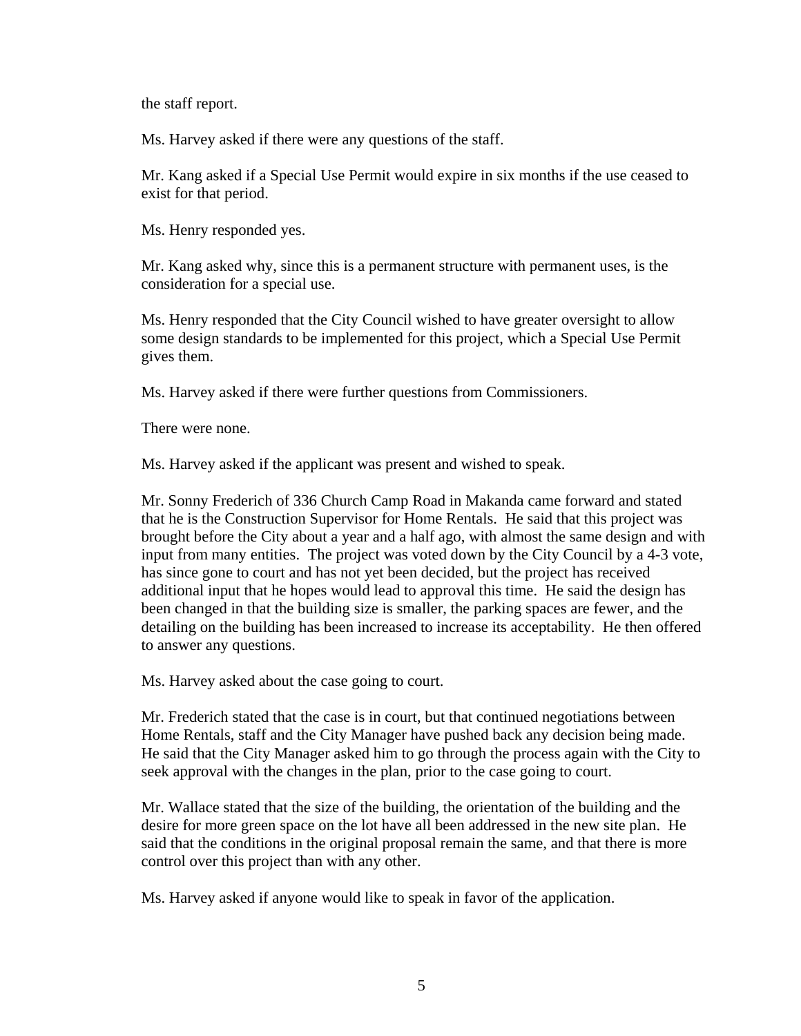the staff report.

Ms. Harvey asked if there were any questions of the staff.

Mr. Kang asked if a Special Use Permit would expire in six months if the use ceased to exist for that period.

Ms. Henry responded yes.

Mr. Kang asked why, since this is a permanent structure with permanent uses, is the consideration for a special use.

Ms. Henry responded that the City Council wished to have greater oversight to allow some design standards to be implemented for this project, which a Special Use Permit gives them.

Ms. Harvey asked if there were further questions from Commissioners.

There were none.

Ms. Harvey asked if the applicant was present and wished to speak.

Mr. Sonny Frederich of 336 Church Camp Road in Makanda came forward and stated that he is the Construction Supervisor for Home Rentals. He said that this project was brought before the City about a year and a half ago, with almost the same design and with input from many entities. The project was voted down by the City Council by a 4-3 vote, has since gone to court and has not yet been decided, but the project has received additional input that he hopes would lead to approval this time. He said the design has been changed in that the building size is smaller, the parking spaces are fewer, and the detailing on the building has been increased to increase its acceptability. He then offered to answer any questions.

Ms. Harvey asked about the case going to court.

Mr. Frederich stated that the case is in court, but that continued negotiations between Home Rentals, staff and the City Manager have pushed back any decision being made. He said that the City Manager asked him to go through the process again with the City to seek approval with the changes in the plan, prior to the case going to court.

Mr. Wallace stated that the size of the building, the orientation of the building and the desire for more green space on the lot have all been addressed in the new site plan. He said that the conditions in the original proposal remain the same, and that there is more control over this project than with any other.

Ms. Harvey asked if anyone would like to speak in favor of the application.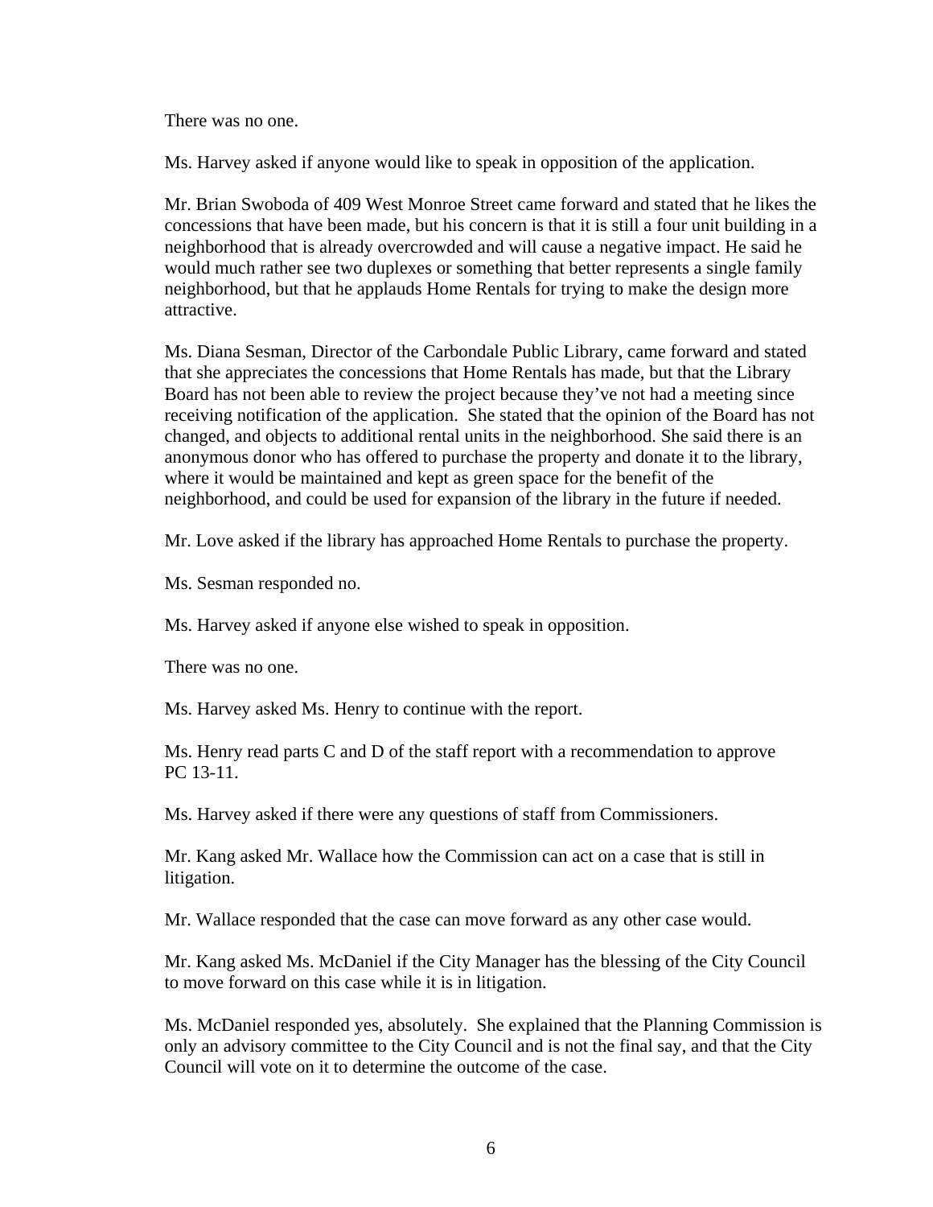There was no one.

Ms. Harvey asked if anyone would like to speak in opposition of the application.

Mr. Brian Swoboda of 409 West Monroe Street came forward and stated that he likes the concessions that have been made, but his concern is that it is still a four unit building in a neighborhood that is already overcrowded and will cause a negative impact. He said he would much rather see two duplexes or something that better represents a single family neighborhood, but that he applauds Home Rentals for trying to make the design more attractive.

Ms. Diana Sesman, Director of the Carbondale Public Library, came forward and stated that she appreciates the concessions that Home Rentals has made, but that the Library Board has not been able to review the project because they've not had a meeting since receiving notification of the application. She stated that the opinion of the Board has not changed, and objects to additional rental units in the neighborhood. She said there is an anonymous donor who has offered to purchase the property and donate it to the library, where it would be maintained and kept as green space for the benefit of the neighborhood, and could be used for expansion of the library in the future if needed.

Mr. Love asked if the library has approached Home Rentals to purchase the property.

Ms. Sesman responded no.

Ms. Harvey asked if anyone else wished to speak in opposition.

There was no one.

Ms. Harvey asked Ms. Henry to continue with the report.

Ms. Henry read parts C and D of the staff report with a recommendation to approve PC 13-11.

Ms. Harvey asked if there were any questions of staff from Commissioners.

Mr. Kang asked Mr. Wallace how the Commission can act on a case that is still in litigation.

Mr. Wallace responded that the case can move forward as any other case would.

Mr. Kang asked Ms. McDaniel if the City Manager has the blessing of the City Council to move forward on this case while it is in litigation.

Ms. McDaniel responded yes, absolutely. She explained that the Planning Commission is only an advisory committee to the City Council and is not the final say, and that the City Council will vote on it to determine the outcome of the case.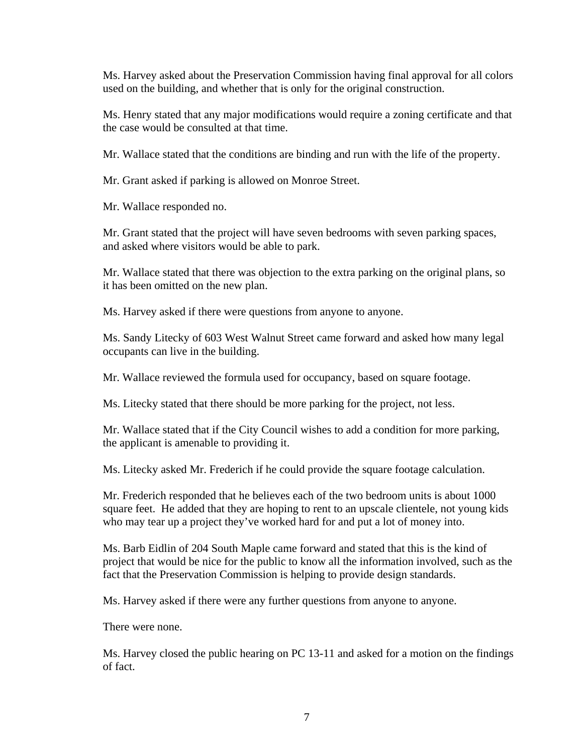Ms. Harvey asked about the Preservation Commission having final approval for all colors used on the building, and whether that is only for the original construction.

Ms. Henry stated that any major modifications would require a zoning certificate and that the case would be consulted at that time.

Mr. Wallace stated that the conditions are binding and run with the life of the property.

Mr. Grant asked if parking is allowed on Monroe Street.

Mr. Wallace responded no.

Mr. Grant stated that the project will have seven bedrooms with seven parking spaces, and asked where visitors would be able to park.

Mr. Wallace stated that there was objection to the extra parking on the original plans, so it has been omitted on the new plan.

Ms. Harvey asked if there were questions from anyone to anyone.

Ms. Sandy Litecky of 603 West Walnut Street came forward and asked how many legal occupants can live in the building.

Mr. Wallace reviewed the formula used for occupancy, based on square footage.

Ms. Litecky stated that there should be more parking for the project, not less.

Mr. Wallace stated that if the City Council wishes to add a condition for more parking, the applicant is amenable to providing it.

Ms. Litecky asked Mr. Frederich if he could provide the square footage calculation.

Mr. Frederich responded that he believes each of the two bedroom units is about 1000 square feet. He added that they are hoping to rent to an upscale clientele, not young kids who may tear up a project they've worked hard for and put a lot of money into.

Ms. Barb Eidlin of 204 South Maple came forward and stated that this is the kind of project that would be nice for the public to know all the information involved, such as the fact that the Preservation Commission is helping to provide design standards.

Ms. Harvey asked if there were any further questions from anyone to anyone.

There were none.

Ms. Harvey closed the public hearing on PC 13-11 and asked for a motion on the findings of fact.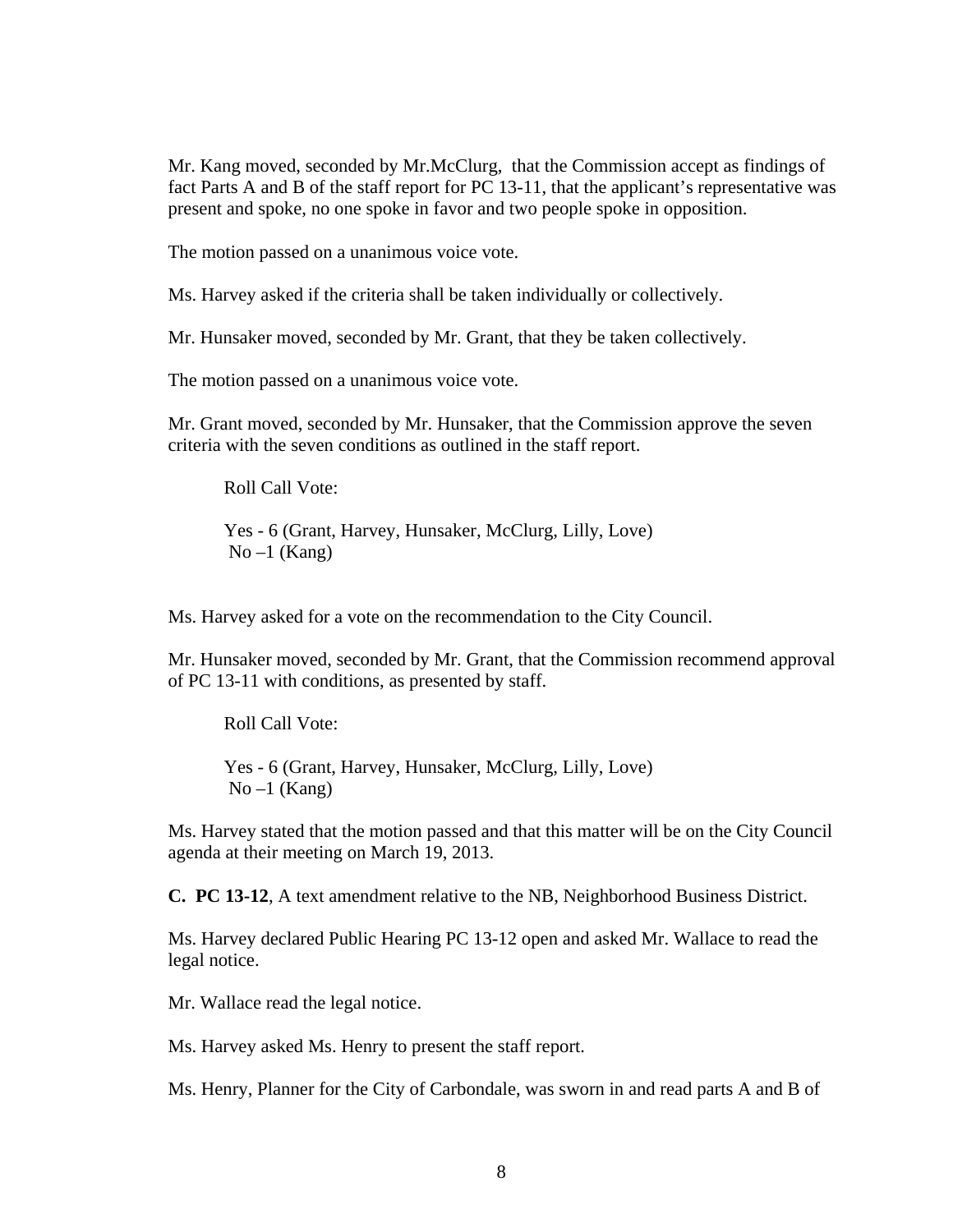Mr. Kang moved, seconded by Mr.McClurg, that the Commission accept as findings of fact Parts A and B of the staff report for PC 13-11, that the applicant's representative was present and spoke, no one spoke in favor and two people spoke in opposition.

The motion passed on a unanimous voice vote.

Ms. Harvey asked if the criteria shall be taken individually or collectively.

Mr. Hunsaker moved, seconded by Mr. Grant, that they be taken collectively.

The motion passed on a unanimous voice vote.

Mr. Grant moved, seconded by Mr. Hunsaker, that the Commission approve the seven criteria with the seven conditions as outlined in the staff report.

> Roll Call Vote:
>
> Yes - 6 (Grant, Harvey, Hunsaker, McClurg, Lilly, Love)
> No –1 (Kang)

Ms. Harvey asked for a vote on the recommendation to the City Council.

Mr. Hunsaker moved, seconded by Mr. Grant, that the Commission recommend approval of PC 13-11 with conditions, as presented by staff.

> Roll Call Vote:
>
> Yes - 6 (Grant, Harvey, Hunsaker, McClurg, Lilly, Love)
> No –1 (Kang)

Ms. Harvey stated that the motion passed and that this matter will be on the City Council agenda at their meeting on March 19, 2013.

**C. PC 13-12**, A text amendment relative to the NB, Neighborhood Business District.

Ms. Harvey declared Public Hearing PC 13-12 open and asked Mr. Wallace to read the legal notice.

Mr. Wallace read the legal notice.

Ms. Harvey asked Ms. Henry to present the staff report.

Ms. Henry, Planner for the City of Carbondale, was sworn in and read parts A and B of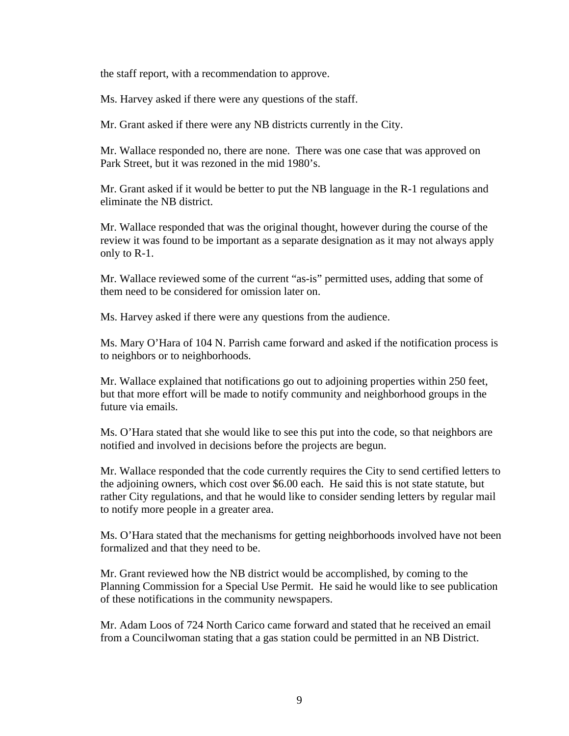the staff report, with a recommendation to approve.

Ms. Harvey asked if there were any questions of the staff.

Mr. Grant asked if there were any NB districts currently in the City.

Mr. Wallace responded no, there are none. There was one case that was approved on Park Street, but it was rezoned in the mid 1980's.

Mr. Grant asked if it would be better to put the NB language in the R-1 regulations and eliminate the NB district.

Mr. Wallace responded that was the original thought, however during the course of the review it was found to be important as a separate designation as it may not always apply only to R-1.

Mr. Wallace reviewed some of the current "as-is" permitted uses, adding that some of them need to be considered for omission later on.

Ms. Harvey asked if there were any questions from the audience.

Ms. Mary O'Hara of 104 N. Parrish came forward and asked if the notification process is to neighbors or to neighborhoods.

Mr. Wallace explained that notifications go out to adjoining properties within 250 feet, but that more effort will be made to notify community and neighborhood groups in the future via emails.

Ms. O'Hara stated that she would like to see this put into the code, so that neighbors are notified and involved in decisions before the projects are begun.

Mr. Wallace responded that the code currently requires the City to send certified letters to the adjoining owners, which cost over $6.00 each. He said this is not state statute, but rather City regulations, and that he would like to consider sending letters by regular mail to notify more people in a greater area.

Ms. O'Hara stated that the mechanisms for getting neighborhoods involved have not been formalized and that they need to be.

Mr. Grant reviewed how the NB district would be accomplished, by coming to the Planning Commission for a Special Use Permit. He said he would like to see publication of these notifications in the community newspapers.

Mr. Adam Loos of 724 North Carico came forward and stated that he received an email from a Councilwoman stating that a gas station could be permitted in an NB District.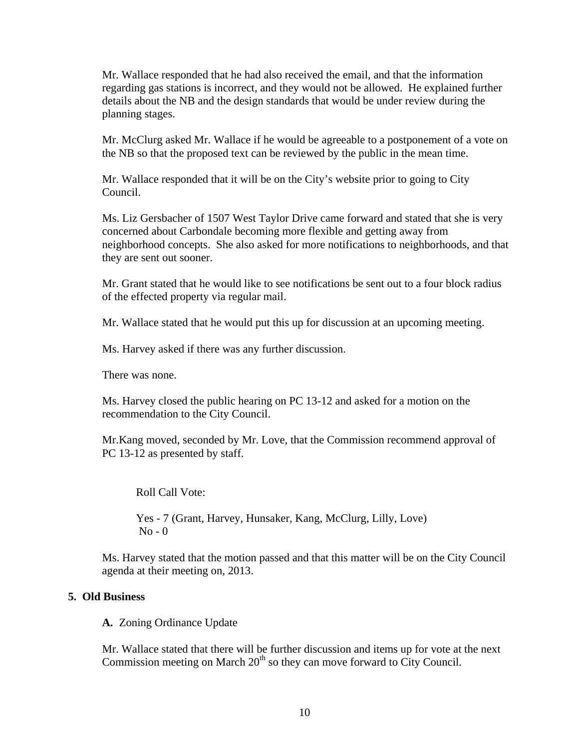Mr. Wallace responded that he had also received the email, and that the information regarding gas stations is incorrect, and they would not be allowed. He explained further details about the NB and the design standards that would be under review during the planning stages.

Mr. McClurg asked Mr. Wallace if he would be agreeable to a postponement of a vote on the NB so that the proposed text can be reviewed by the public in the mean time.

Mr. Wallace responded that it will be on the City's website prior to going to City Council.

Ms. Liz Gersbacher of 1507 West Taylor Drive came forward and stated that she is very concerned about Carbondale becoming more flexible and getting away from neighborhood concepts. She also asked for more notifications to neighborhoods, and that they are sent out sooner.

Mr. Grant stated that he would like to see notifications be sent out to a four block radius of the effected property via regular mail.

Mr. Wallace stated that he would put this up for discussion at an upcoming meeting.

Ms. Harvey asked if there was any further discussion.

There was none.

Ms. Harvey closed the public hearing on PC 13-12 and asked for a motion on the recommendation to the City Council.

Mr.Kang moved, seconded by Mr. Love, that the Commission recommend approval of PC 13-12 as presented by staff.

Roll Call Vote:

Yes - 7 (Grant, Harvey, Hunsaker, Kang, McClurg, Lilly, Love)
No - 0

Ms. Harvey stated that the motion passed and that this matter will be on the City Council agenda at their meeting on, 2013.

## 5. Old Business

**A.** Zoning Ordinance Update

Mr. Wallace stated that there will be further discussion and items up for vote at the next Commission meeting on March 20th so they can move forward to City Council.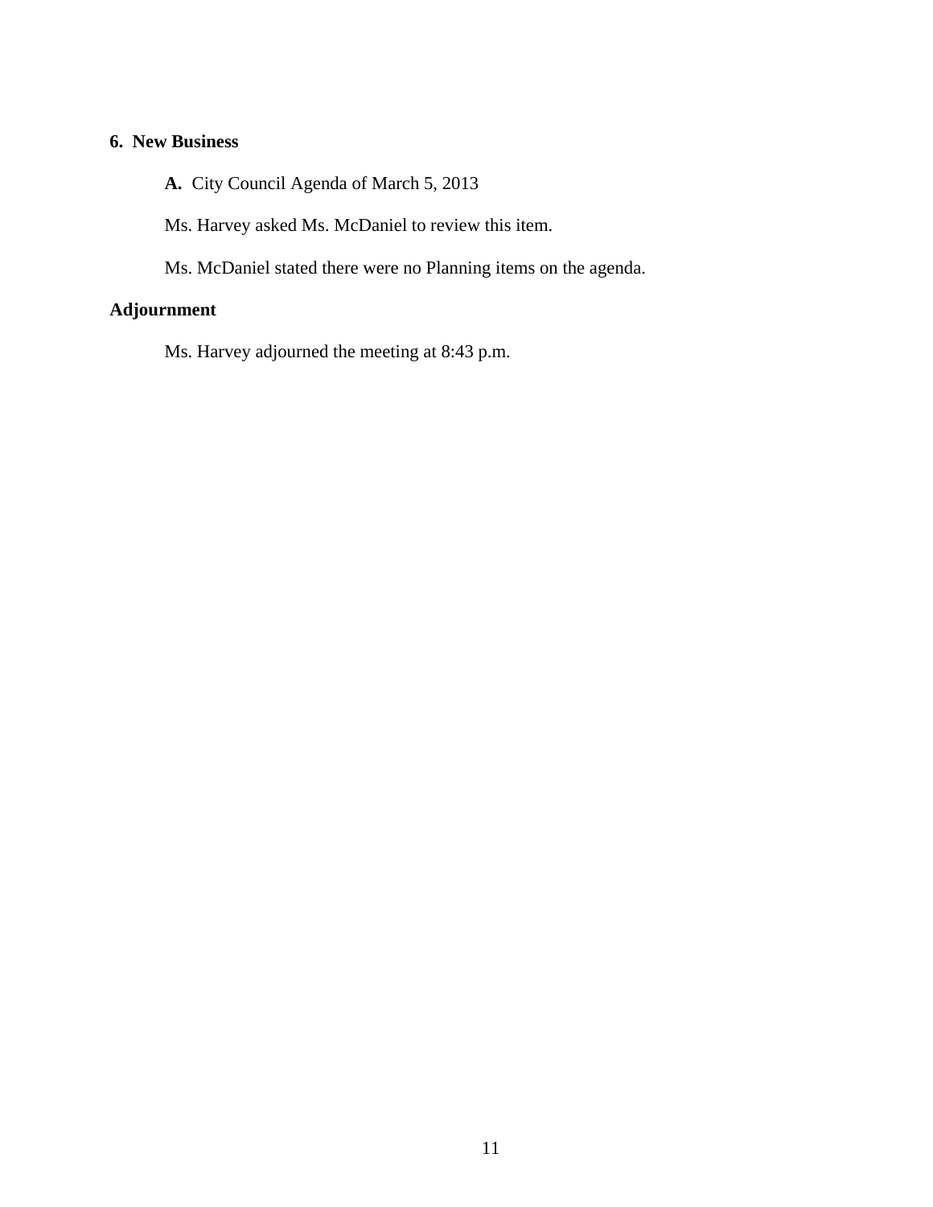**6. New Business**

**A.** City Council Agenda of March 5, 2013

Ms. Harvey asked Ms. McDaniel to review this item.

Ms. McDaniel stated there were no Planning items on the agenda.

**Adjournment**

Ms. Harvey adjourned the meeting at 8:43 p.m.